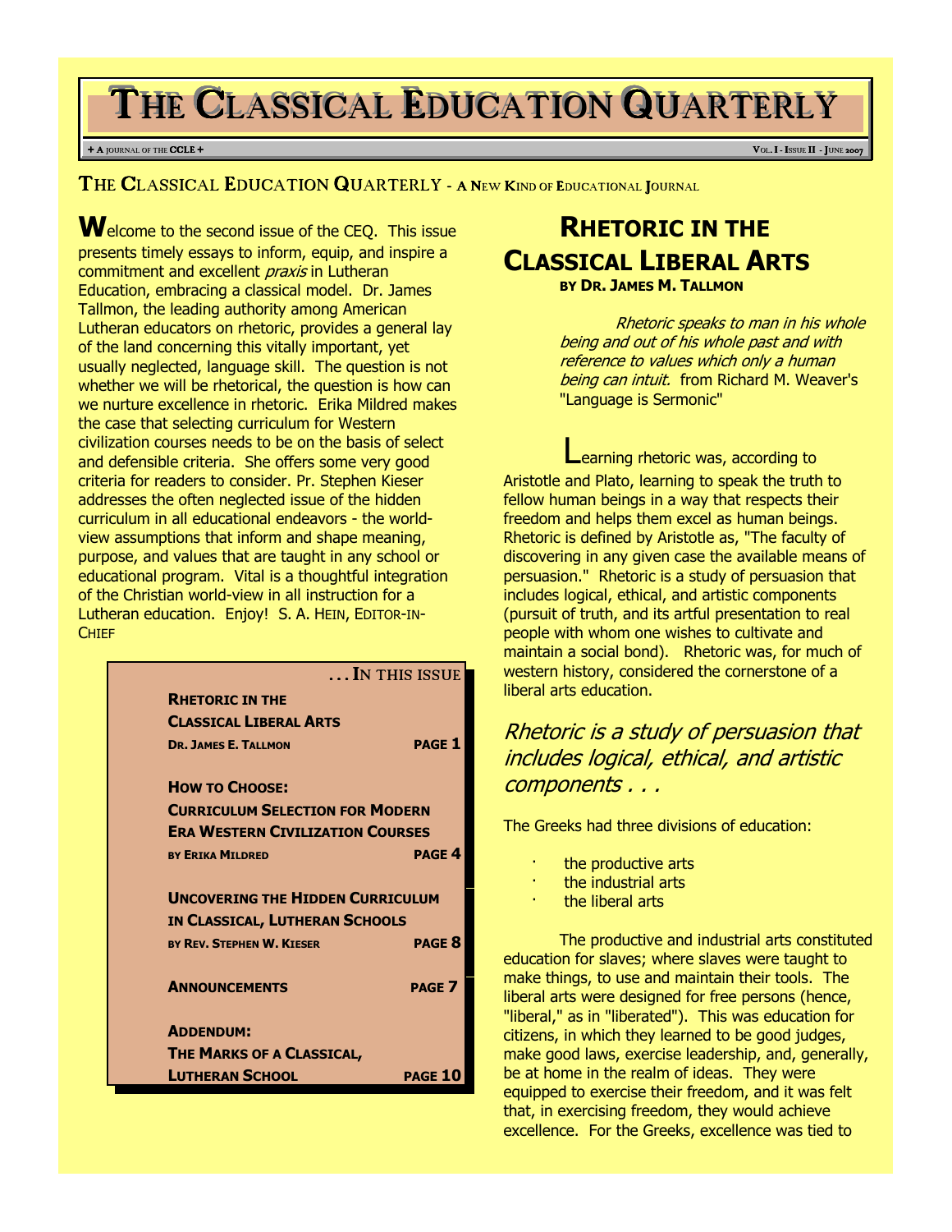# THE CLASSICAL EDUCATION QUARTERLY

+ A JOURNAL OF THE CCLE + VOL. I - ISSUE II - JUNE 2007

**THE CLASSICAL EDUCATION QUARTERLY - A NEW KIND OF EDUCATIONAL JOURNAL**

Welcome to the second issue of the CEQ. This issue presents timely essays to inform, equip, and inspire a commitment and excellent *praxis* in Lutheran Education, embracing a classical model. Dr. James Tallmon, the leading authority among American Lutheran educators on rhetoric, provides a general lay of the land concerning this vitally important, yet usually neglected, language skill. The question is not whether we will be rhetorical, the question is how can we nurture excellence in rhetoric. Erika Mildred makes the case that selecting curriculum for Western civilization courses needs to be on the basis of select and defensible criteria. She offers some very good criteria for readers to consider. Pr. Stephen Kieser addresses the often neglected issue of the hidden curriculum in all educational endeavors - the world-view assumptions that inform and shape meaning, purpose, and values that are taught in any school or educational program. Vital is a thoughtful integration of the Christian world-view in all instruction for a Lutheran education. Enjoy! S. A. HEIN, EDITOR-IN-CHIEF

**. . . IN THIS ISSUE**

| | |
|---|---|
| **RHETORIC IN THE CLASSICAL LIBERAL ARTS** DR. JAMES E. TALLMON | PAGE 1 |
| **HOW TO CHOOSE: CURRICULUM SELECTION FOR MODERN ERA WESTERN CIVILIZATION COURSES** BY ERIKA MILDRED | PAGE 4 |
| **UNCOVERING THE HIDDEN CURRICULUM IN CLASSICAL, LUTHERAN SCHOOLS** BY REV. STEPHEN W. KIESER | PAGE 8 |
| **ANNOUNCEMENTS** | PAGE 7 |
| **ADDENDUM: THE MARKS OF A CLASSICAL, LUTHERAN SCHOOL** | PAGE 10 |

## RHETORIC IN THE CLASSICAL LIBERAL ARTS

**BY DR. JAMES M. TALLMON**

> *Rhetoric speaks to man in his whole being and out of his whole past and with reference to values which only a human being can intuit.* from Richard M. Weaver's "Language is Sermonic"

Learning rhetoric was, according to Aristotle and Plato, learning to speak the truth to fellow human beings in a way that respects their freedom and helps them excel as human beings. Rhetoric is defined by Aristotle as, "The faculty of discovering in any given case the available means of persuasion." Rhetoric is a study of persuasion that includes logical, ethical, and artistic components (pursuit of truth, and its artful presentation to real people with whom one wishes to cultivate and maintain a social bond). Rhetoric was, for much of western history, considered the cornerstone of a liberal arts education.

*Rhetoric is a study of persuasion that includes logical, ethical, and artistic components . . .*

The Greeks had three divisions of education:

- the productive arts
- the industrial arts
- the liberal arts

The productive and industrial arts constituted education for slaves; where slaves were taught to make things, to use and maintain their tools. The liberal arts were designed for free persons (hence, "liberal," as in "liberated"). This was education for citizens, in which they learned to be good judges, make good laws, exercise leadership, and, generally, be at home in the realm of ideas. They were equipped to exercise their freedom, and it was felt that, in exercising freedom, they would achieve excellence. For the Greeks, excellence was tied to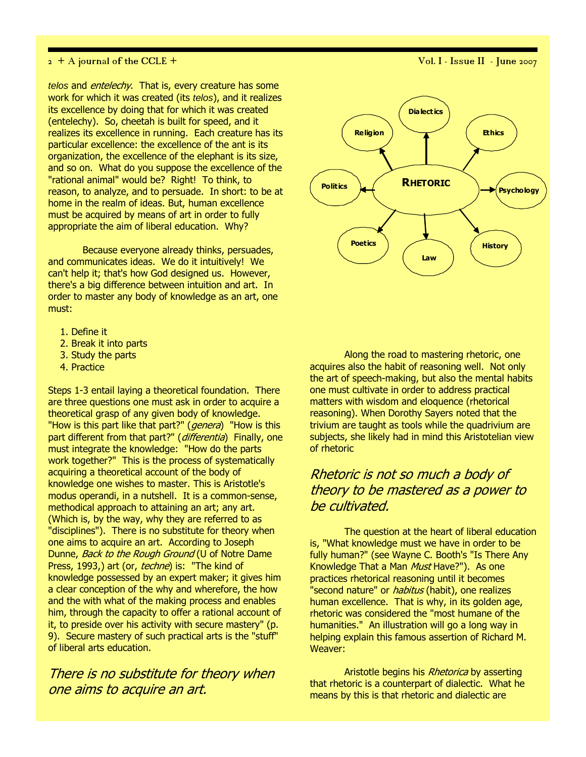*telos* and *entelechy*. That is, every creature has some work for which it was created (its *telos*), and it realizes its excellence by doing that for which it was created (entelechy). So, cheetah is built for speed, and it realizes its excellence in running. Each creature has its particular excellence: the excellence of the ant is its organization, the excellence of the elephant is its size, and so on. What do you suppose the excellence of the "rational animal" would be? Right! To think, to reason, to analyze, and to persuade. In short: to be at home in the realm of ideas. But, human excellence must be acquired by means of art in order to fully appropriate the aim of liberal education. Why?

Because everyone already thinks, persuades, and communicates ideas. We do it intuitively! We can't help it; that's how God designed us. However, there's a big difference between intuition and art. In order to master any body of knowledge as an art, one must:

1. Define it
2. Break it into parts
3. Study the parts
4. Practice

Steps 1-3 entail laying a theoretical foundation. There are three questions one must ask in order to acquire a theoretical grasp of any given body of knowledge. "How is this part like that part?" (*genera*) "How is this part different from that part?" (*differentia*) Finally, one must integrate the knowledge: "How do the parts work together?" This is the process of systematically acquiring a theoretical account of the body of knowledge one wishes to master. This is Aristotle's modus operandi, in a nutshell. It is a common-sense, methodical approach to attaining an art; any art. (Which is, by the way, why they are referred to as "disciplines"). There is no substitute for theory when one aims to acquire an art. According to Joseph Dunne, *Back to the Rough Ground* (U of Notre Dame Press, 1993,) art (or, *techne*) is: "The kind of knowledge possessed by an expert maker; it gives him a clear conception of the why and wherefore, the how and the with what of the making process and enables him, through the capacity to offer a rational account of it, to preside over his activity with secure mastery" (p. 9). Secure mastery of such practical arts is the "stuff" of liberal arts education.

*There is no substitute for theory when one aims to acquire an art.*

RHETORIC → Dialectics, Ethics, Psychology, History, Law, Poetics, Politics, Religion

Along the road to mastering rhetoric, one acquires also the habit of reasoning well. Not only the art of speech-making, but also the mental habits one must cultivate in order to address practical matters with wisdom and eloquence (rhetorical reasoning). When Dorothy Sayers noted that the trivium are taught as tools while the quadrivium are subjects, she likely had in mind this Aristotelian view of rhetoric

*Rhetoric is not so much a body of theory to be mastered as a power to be cultivated.*

The question at the heart of liberal education is, "What knowledge must we have in order to be fully human?" (see Wayne C. Booth's "Is There Any Knowledge That a Man *Must* Have?"). As one practices rhetorical reasoning until it becomes "second nature" or *habitus* (habit), one realizes human excellence. That is why, in its golden age, rhetoric was considered the "most humane of the humanities." An illustration will go a long way in helping explain this famous assertion of Richard M. Weaver:

Aristotle begins his *Rhetorica* by asserting that rhetoric is a counterpart of dialectic. What he means by this is that rhetoric and dialectic are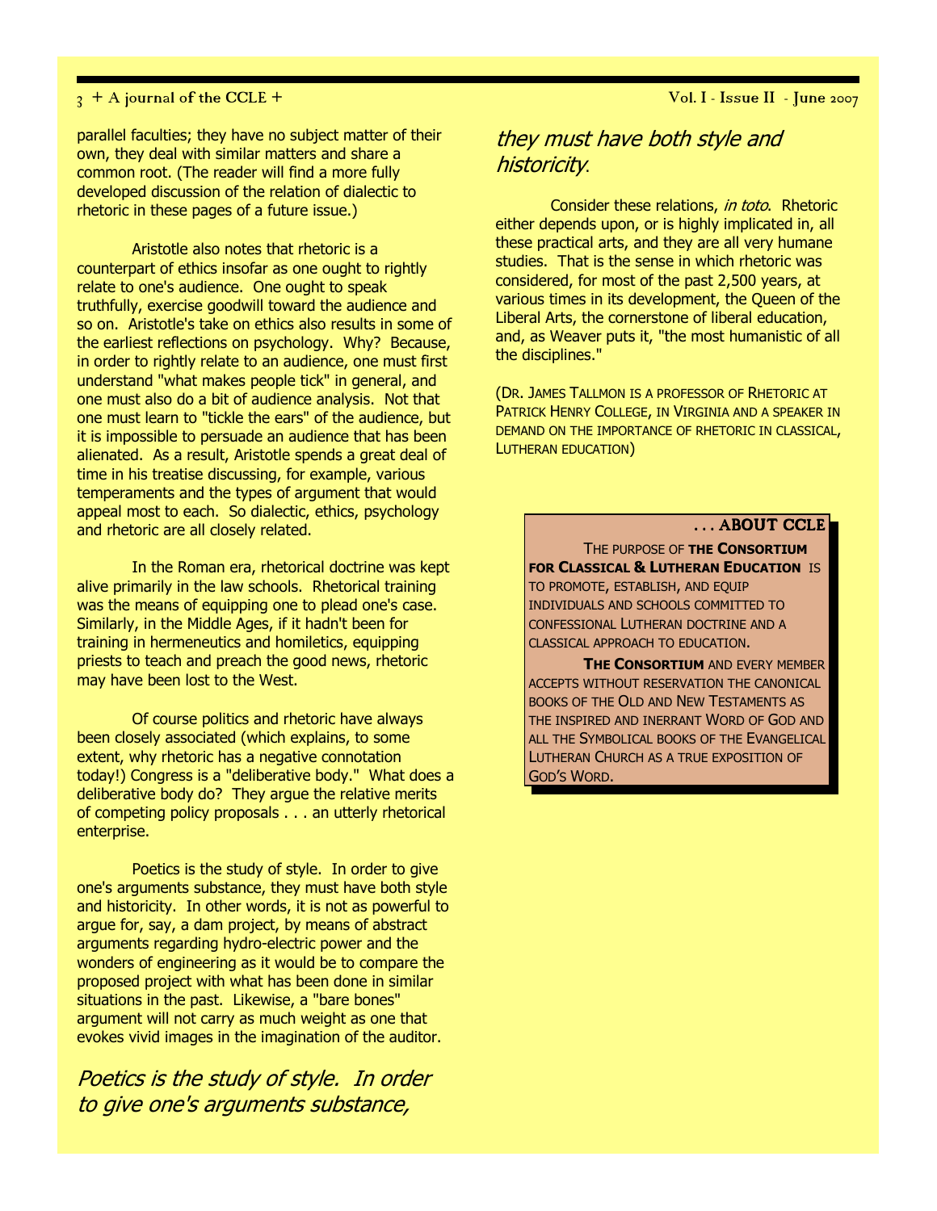parallel faculties; they have no subject matter of their own, they deal with similar matters and share a common root. (The reader will find a more fully developed discussion of the relation of dialectic to rhetoric in these pages of a future issue.)

Aristotle also notes that rhetoric is a counterpart of ethics insofar as one ought to rightly relate to one's audience. One ought to speak truthfully, exercise goodwill toward the audience and so on. Aristotle's take on ethics also results in some of the earliest reflections on psychology. Why? Because, in order to rightly relate to an audience, one must first understand "what makes people tick" in general, and one must also do a bit of audience analysis. Not that one must learn to "tickle the ears" of the audience, but it is impossible to persuade an audience that has been alienated. As a result, Aristotle spends a great deal of time in his treatise discussing, for example, various temperaments and the types of argument that would appeal most to each. So dialectic, ethics, psychology and rhetoric are all closely related.

In the Roman era, rhetorical doctrine was kept alive primarily in the law schools. Rhetorical training was the means of equipping one to plead one's case. Similarly, in the Middle Ages, if it hadn't been for training in hermeneutics and homiletics, equipping priests to teach and preach the good news, rhetoric may have been lost to the West.

Of course politics and rhetoric have always been closely associated (which explains, to some extent, why rhetoric has a negative connotation today!) Congress is a "deliberative body." What does a deliberative body do? They argue the relative merits of competing policy proposals . . . an utterly rhetorical enterprise.

Poetics is the study of style. In order to give one's arguments substance, they must have both style and historicity. In other words, it is not as powerful to argue for, say, a dam project, by means of abstract arguments regarding hydro-electric power and the wonders of engineering as it would be to compare the proposed project with what has been done in similar situations in the past. Likewise, a "bare bones" argument will not carry as much weight as one that evokes vivid images in the imagination of the auditor.

> *Poetics is the study of style. In order to give one's arguments substance, they must have both style and historicity.*

Consider these relations, *in toto*. Rhetoric either depends upon, or is highly implicated in, all these practical arts, and they are all very humane studies. That is the sense in which rhetoric was considered, for most of the past 2,500 years, at various times in its development, the Queen of the Liberal Arts, the cornerstone of liberal education, and, as Weaver puts it, "the most humanistic of all the disciplines."

(Dr. James Tallmon is a professor of Rhetoric at Patrick Henry College, in Virginia and a speaker in demand on the importance of rhetoric in classical, Lutheran education)

### . . . ABOUT CCLE

The purpose of **the Consortium for Classical & Lutheran Education** is to promote, establish, and equip individuals and schools committed to confessional Lutheran doctrine and a classical approach to education.

**The Consortium** and every member accepts without reservation the canonical books of the Old and New Testaments as the inspired and inerrant Word of God and all the Symbolical books of the Evangelical Lutheran Church as a true exposition of God's Word.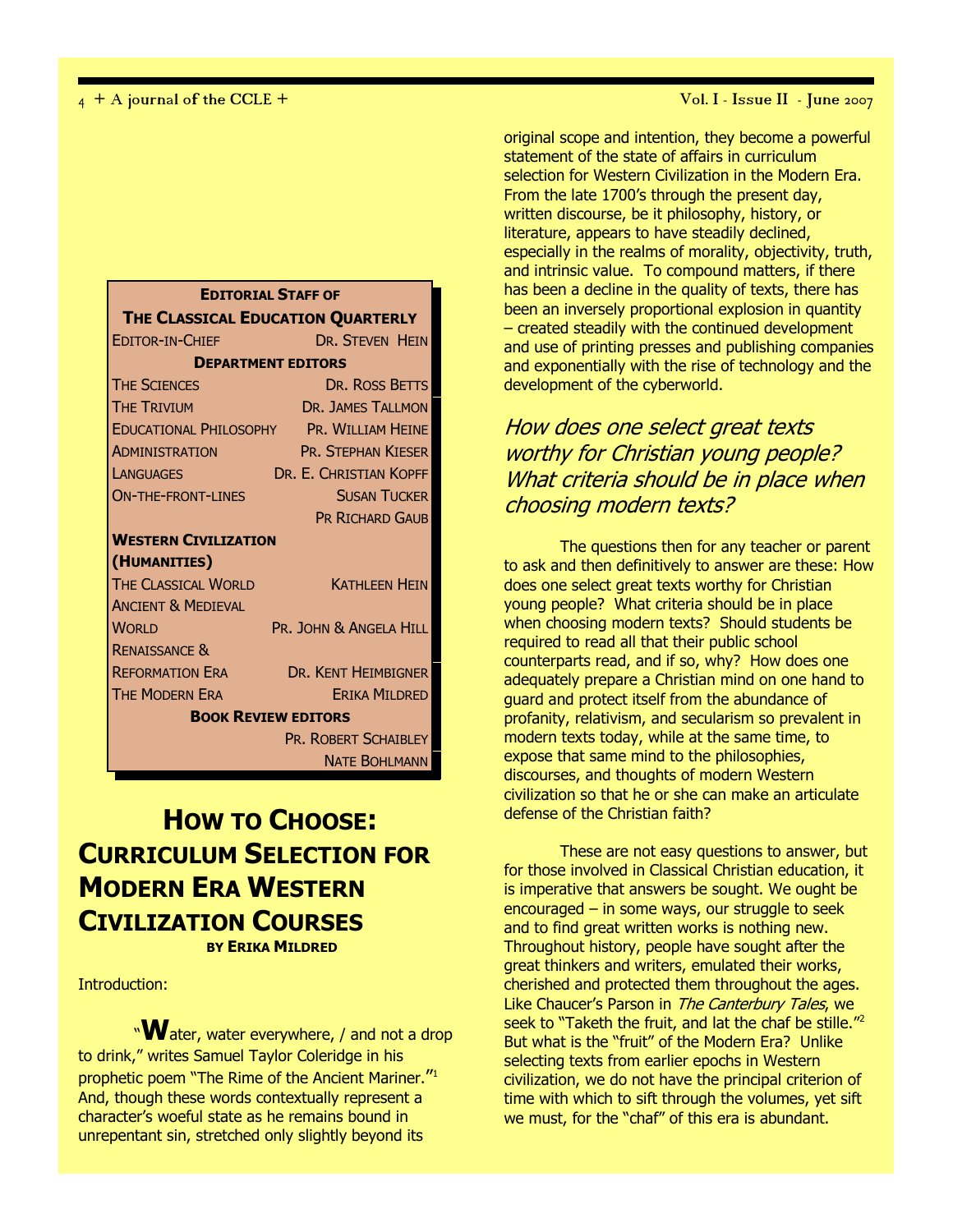| **EDITORIAL STAFF OF THE CLASSICAL EDUCATION QUARTERLY** | |
|---|---|
| EDITOR-IN-CHIEF | DR. STEVEN HEIN |
| **DEPARTMENT EDITORS** | |
| THE SCIENCES | DR. ROSS BETTS |
| THE TRIVIUM | DR. JAMES TALLMON |
| EDUCATIONAL PHILOSOPHY | PR. WILLIAM HEINE |
| ADMINISTRATION | PR. STEPHAN KIESER |
| LANGUAGES | DR. E. CHRISTIAN KOPFF |
| ON-THE-FRONT-LINES | SUSAN TUCKER |
| | PR RICHARD GAUB |
| **WESTERN CIVILIZATION (HUMANITIES)** | |
| THE CLASSICAL WORLD | KATHLEEN HEIN |
| ANCIENT & MEDIEVAL WORLD | PR. JOHN & ANGELA HILL |
| RENAISSANCE & REFORMATION ERA | DR. KENT HEIMBIGNER |
| THE MODERN ERA | ERIKA MILDRED |
| **BOOK REVIEW EDITORS** | |
| | PR. ROBERT SCHAIBLEY |
| | NATE BOHLMANN |

# HOW TO CHOOSE: CURRICULUM SELECTION FOR MODERN ERA WESTERN CIVILIZATION COURSES

**BY ERIKA MILDRED**

Introduction:

"**W**ater, water everywhere, / and not a drop to drink," writes Samuel Taylor Coleridge in his prophetic poem "The Rime of the Ancient Mariner."[1] And, though these words contextually represent a character's woeful state as he remains bound in unrepentant sin, stretched only slightly beyond its original scope and intention, they become a powerful statement of the state of affairs in curriculum selection for Western Civilization in the Modern Era. From the late 1700's through the present day, written discourse, be it philosophy, history, or literature, appears to have steadily declined, especially in the realms of morality, objectivity, truth, and intrinsic value. To compound matters, if there has been a decline in the quality of texts, there has been an inversely proportional explosion in quantity – created steadily with the continued development and use of printing presses and publishing companies and exponentially with the rise of technology and the development of the cyberworld.

*How does one select great texts worthy for Christian young people? What criteria should be in place when choosing modern texts?*

The questions then for any teacher or parent to ask and then definitively to answer are these: How does one select great texts worthy for Christian young people? What criteria should be in place when choosing modern texts? Should students be required to read all that their public school counterparts read, and if so, why? How does one adequately prepare a Christian mind on one hand to guard and protect itself from the abundance of profanity, relativism, and secularism so prevalent in modern texts today, while at the same time, to expose that same mind to the philosophies, discourses, and thoughts of modern Western civilization so that he or she can make an articulate defense of the Christian faith?

These are not easy questions to answer, but for those involved in Classical Christian education, it is imperative that answers be sought. We ought be encouraged – in some ways, our struggle to seek and to find great written works is nothing new. Throughout history, people have sought after the great thinkers and writers, emulated their works, cherished and protected them throughout the ages. Like Chaucer's Parson in *The Canterbury Tales*, we seek to "Taketh the fruit, and lat the chaf be stille."[2] But what is the "fruit" of the Modern Era? Unlike selecting texts from earlier epochs in Western civilization, we do not have the principal criterion of time with which to sift through the volumes, yet sift we must, for the "chaf" of this era is abundant.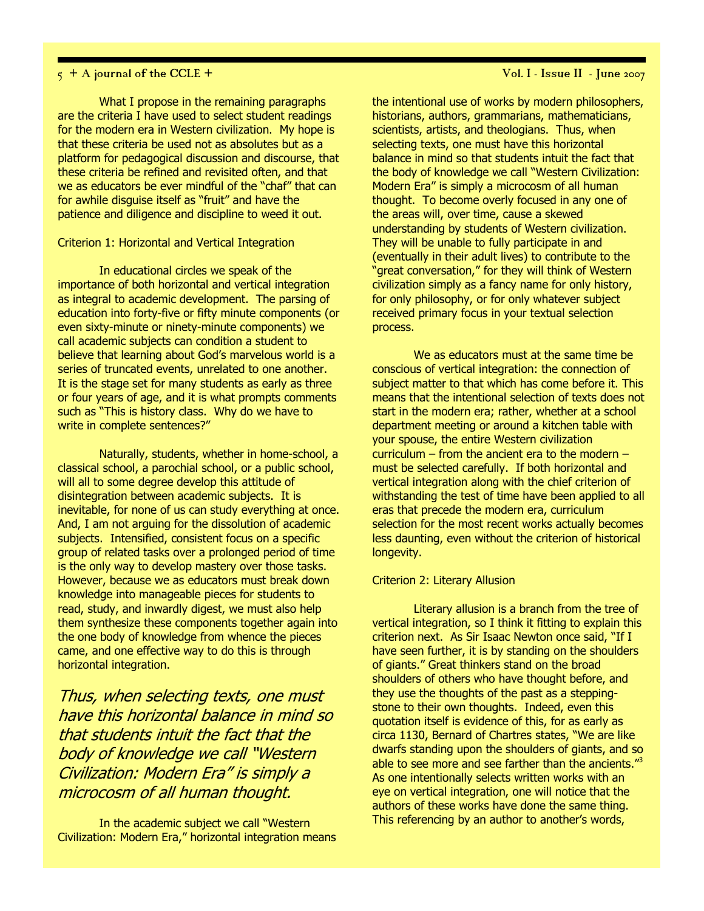What I propose in the remaining paragraphs are the criteria I have used to select student readings for the modern era in Western civilization. My hope is that these criteria be used not as absolutes but as a platform for pedagogical discussion and discourse, that these criteria be refined and revisited often, and that we as educators be ever mindful of the "chaf" that can for awhile disguise itself as "fruit" and have the patience and diligence and discipline to weed it out.

Criterion 1: Horizontal and Vertical Integration

In educational circles we speak of the importance of both horizontal and vertical integration as integral to academic development. The parsing of education into forty-five or fifty minute components (or even sixty-minute or ninety-minute components) we call academic subjects can condition a student to believe that learning about God's marvelous world is a series of truncated events, unrelated to one another. It is the stage set for many students as early as three or four years of age, and it is what prompts comments such as "This is history class. Why do we have to write in complete sentences?"

Naturally, students, whether in home-school, a classical school, a parochial school, or a public school, will all to some degree develop this attitude of disintegration between academic subjects. It is inevitable, for none of us can study everything at once. And, I am not arguing for the dissolution of academic subjects. Intensified, consistent focus on a specific group of related tasks over a prolonged period of time is the only way to develop mastery over those tasks. However, because we as educators must break down knowledge into manageable pieces for students to read, study, and inwardly digest, we must also help them synthesize these components together again into the one body of knowledge from whence the pieces came, and one effective way to do this is through horizontal integration.

*Thus, when selecting texts, one must have this horizontal balance in mind so that students intuit the fact that the body of knowledge we call "Western Civilization: Modern Era" is simply a microcosm of all human thought.*

In the academic subject we call "Western Civilization: Modern Era," horizontal integration means the intentional use of works by modern philosophers, historians, authors, grammarians, mathematicians, scientists, artists, and theologians. Thus, when selecting texts, one must have this horizontal balance in mind so that students intuit the fact that the body of knowledge we call "Western Civilization: Modern Era" is simply a microcosm of all human thought. To become overly focused in any one of the areas will, over time, cause a skewed understanding by students of Western civilization. They will be unable to fully participate in and (eventually in their adult lives) to contribute to the "great conversation," for they will think of Western civilization simply as a fancy name for only history, for only philosophy, or for only whatever subject received primary focus in your textual selection process.

We as educators must at the same time be conscious of vertical integration: the connection of subject matter to that which has come before it. This means that the intentional selection of texts does not start in the modern era; rather, whether at a school department meeting or around a kitchen table with your spouse, the entire Western civilization curriculum – from the ancient era to the modern – must be selected carefully. If both horizontal and vertical integration along with the chief criterion of withstanding the test of time have been applied to all eras that precede the modern era, curriculum selection for the most recent works actually becomes less daunting, even without the criterion of historical longevity.

Criterion 2: Literary Allusion

Literary allusion is a branch from the tree of vertical integration, so I think it fitting to explain this criterion next. As Sir Isaac Newton once said, "If I have seen further, it is by standing on the shoulders of giants." Great thinkers stand on the broad shoulders of others who have thought before, and they use the thoughts of the past as a stepping-stone to their own thoughts. Indeed, even this quotation itself is evidence of this, for as early as circa 1130, Bernard of Chartres states, "We are like dwarfs standing upon the shoulders of giants, and so able to see more and see farther than the ancients."[3] As one intentionally selects written works with an eye on vertical integration, one will notice that the authors of these works have done the same thing. This referencing by an author to another's words,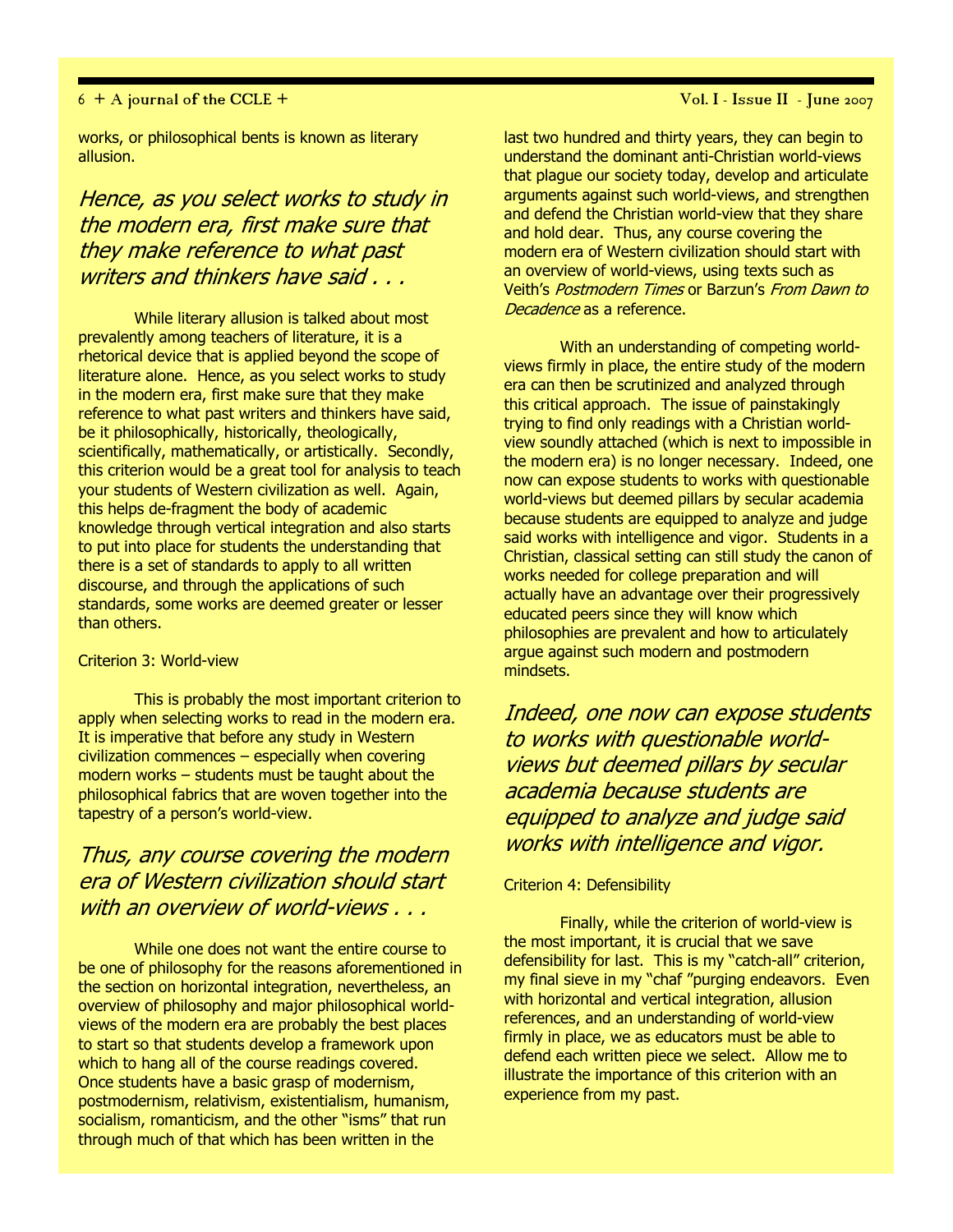works, or philosophical bents is known as literary allusion.

*Hence, as you select works to study in the modern era, first make sure that they make reference to what past writers and thinkers have said . . .*

While literary allusion is talked about most prevalently among teachers of literature, it is a rhetorical device that is applied beyond the scope of literature alone. Hence, as you select works to study in the modern era, first make sure that they make reference to what past writers and thinkers have said, be it philosophically, historically, theologically, scientifically, mathematically, or artistically. Secondly, this criterion would be a great tool for analysis to teach your students of Western civilization as well. Again, this helps de-fragment the body of academic knowledge through vertical integration and also starts to put into place for students the understanding that there is a set of standards to apply to all written discourse, and through the applications of such standards, some works are deemed greater or lesser than others.

Criterion 3: World-view

This is probably the most important criterion to apply when selecting works to read in the modern era. It is imperative that before any study in Western civilization commences – especially when covering modern works – students must be taught about the philosophical fabrics that are woven together into the tapestry of a person's world-view.

*Thus, any course covering the modern era of Western civilization should start with an overview of world-views . . .*

While one does not want the entire course to be one of philosophy for the reasons aforementioned in the section on horizontal integration, nevertheless, an overview of philosophy and major philosophical world-views of the modern era are probably the best places to start so that students develop a framework upon which to hang all of the course readings covered. Once students have a basic grasp of modernism, postmodernism, relativism, existentialism, humanism, socialism, romanticism, and the other "isms" that run through much of that which has been written in the last two hundred and thirty years, they can begin to understand the dominant anti-Christian world-views that plague our society today, develop and articulate arguments against such world-views, and strengthen and defend the Christian world-view that they share and hold dear. Thus, any course covering the modern era of Western civilization should start with an overview of world-views, using texts such as Veith's *Postmodern Times* or Barzun's *From Dawn to Decadence* as a reference.

With an understanding of competing world-views firmly in place, the entire study of the modern era can then be scrutinized and analyzed through this critical approach. The issue of painstakingly trying to find only readings with a Christian world-view soundly attached (which is next to impossible in the modern era) is no longer necessary. Indeed, one now can expose students to works with questionable world-views but deemed pillars by secular academia because students are equipped to analyze and judge said works with intelligence and vigor. Students in a Christian, classical setting can still study the canon of works needed for college preparation and will actually have an advantage over their progressively educated peers since they will know which philosophies are prevalent and how to articulately argue against such modern and postmodern mindsets.

*Indeed, one now can expose students to works with questionable world-views but deemed pillars by secular academia because students are equipped to analyze and judge said works with intelligence and vigor.*

Criterion 4: Defensibility

Finally, while the criterion of world-view is the most important, it is crucial that we save defensibility for last. This is my "catch-all" criterion, my final sieve in my "chaf "purging endeavors. Even with horizontal and vertical integration, allusion references, and an understanding of world-view firmly in place, we as educators must be able to defend each written piece we select. Allow me to illustrate the importance of this criterion with an experience from my past.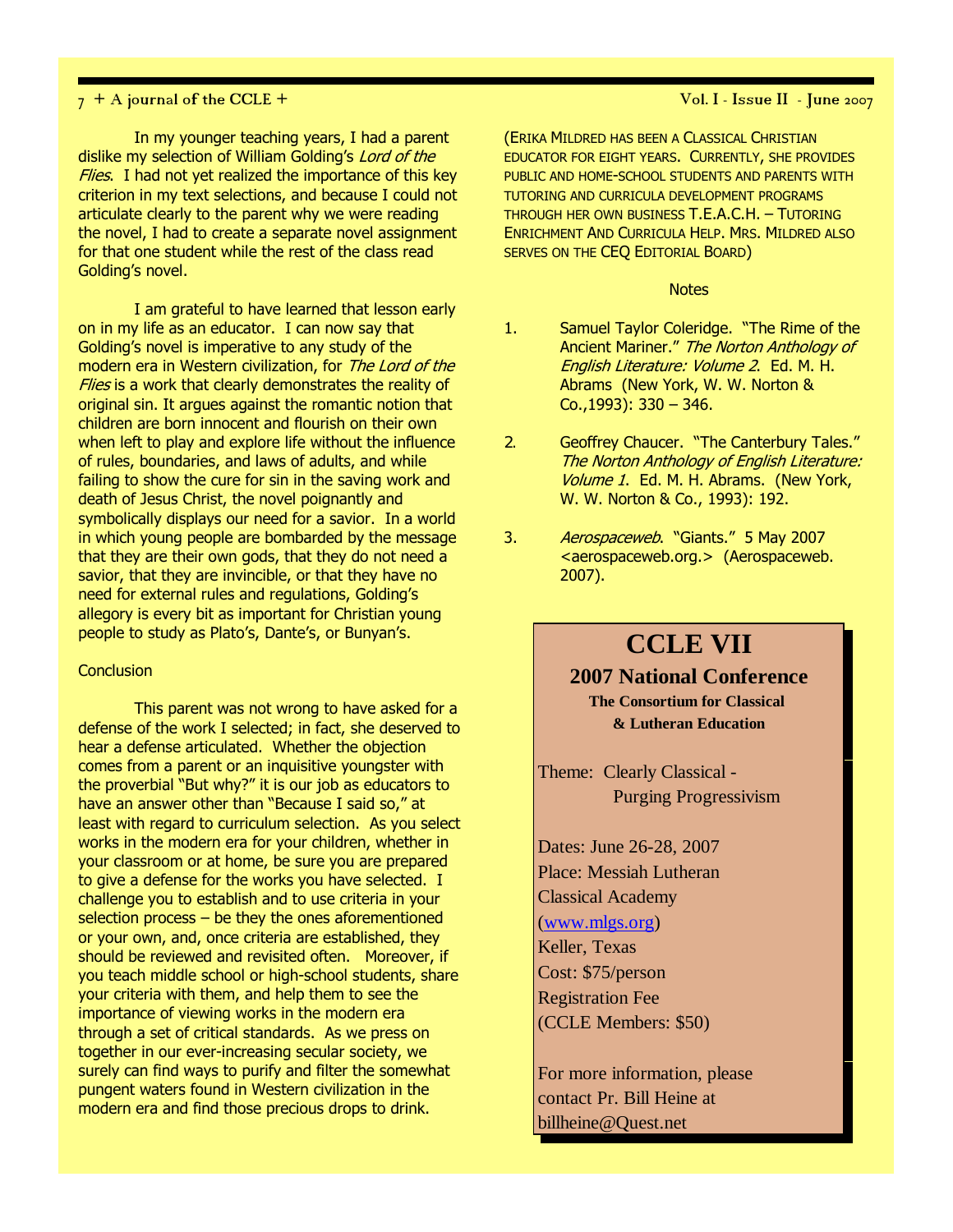In my younger teaching years, I had a parent dislike my selection of William Golding's *Lord of the Flies*. I had not yet realized the importance of this key criterion in my text selections, and because I could not articulate clearly to the parent why we were reading the novel, I had to create a separate novel assignment for that one student while the rest of the class read Golding's novel.

I am grateful to have learned that lesson early on in my life as an educator. I can now say that Golding's novel is imperative to any study of the modern era in Western civilization, for *The Lord of the Flies* is a work that clearly demonstrates the reality of original sin. It argues against the romantic notion that children are born innocent and flourish on their own when left to play and explore life without the influence of rules, boundaries, and laws of adults, and while failing to show the cure for sin in the saving work and death of Jesus Christ, the novel poignantly and symbolically displays our need for a savior. In a world in which young people are bombarded by the message that they are their own gods, that they do not need a savior, that they are invincible, or that they have no need for external rules and regulations, Golding's allegory is every bit as important for Christian young people to study as Plato's, Dante's, or Bunyan's.

## Conclusion

This parent was not wrong to have asked for a defense of the work I selected; in fact, she deserved to hear a defense articulated. Whether the objection comes from a parent or an inquisitive youngster with the proverbial "But why?" it is our job as educators to have an answer other than "Because I said so," at least with regard to curriculum selection. As you select works in the modern era for your children, whether in your classroom or at home, be sure you are prepared to give a defense for the works you have selected. I challenge you to establish and to use criteria in your selection process – be they the ones aforementioned or your own, and, once criteria are established, they should be reviewed and revisited often. Moreover, if you teach middle school or high-school students, share your criteria with them, and help them to see the importance of viewing works in the modern era through a set of critical standards. As we press on together in our ever-increasing secular society, we surely can find ways to purify and filter the somewhat pungent waters found in Western civilization in the modern era and find those precious drops to drink.

(ERIKA MILDRED HAS BEEN A CLASSICAL CHRISTIAN EDUCATOR FOR EIGHT YEARS. CURRENTLY, SHE PROVIDES PUBLIC AND HOME-SCHOOL STUDENTS AND PARENTS WITH TUTORING AND CURRICULA DEVELOPMENT PROGRAMS THROUGH HER OWN BUSINESS T.E.A.C.H. – TUTORING ENRICHMENT AND CURRICULA HELP. MRS. MILDRED ALSO SERVES ON THE CEQ EDITORIAL BOARD)

## Notes

1. Samuel Taylor Coleridge. "The Rime of the Ancient Mariner." *The Norton Anthology of English Literature: Volume 2*. Ed. M. H. Abrams (New York, W. W. Norton & Co.,1993): 330 – 346.

2. Geoffrey Chaucer. "The Canterbury Tales." *The Norton Anthology of English Literature: Volume 1*. Ed. M. H. Abrams. (New York, W. W. Norton & Co., 1993): 192.

3. *Aerospaceweb*. "Giants." 5 May 2007 <aerospaceweb.org.> (Aerospaceweb. 2007).

# CCLE VII

**2007 National Conference**

**The Consortium for Classical & Lutheran Education**

Theme: Clearly Classical - Purging Progressivism

Dates: June 26-28, 2007
Place: Messiah Lutheran Classical Academy (www.mlgs.org)
Keller, Texas
Cost: $75/person Registration Fee
(CCLE Members: $50)

For more information, please contact Pr. Bill Heine at billheine@Quest.net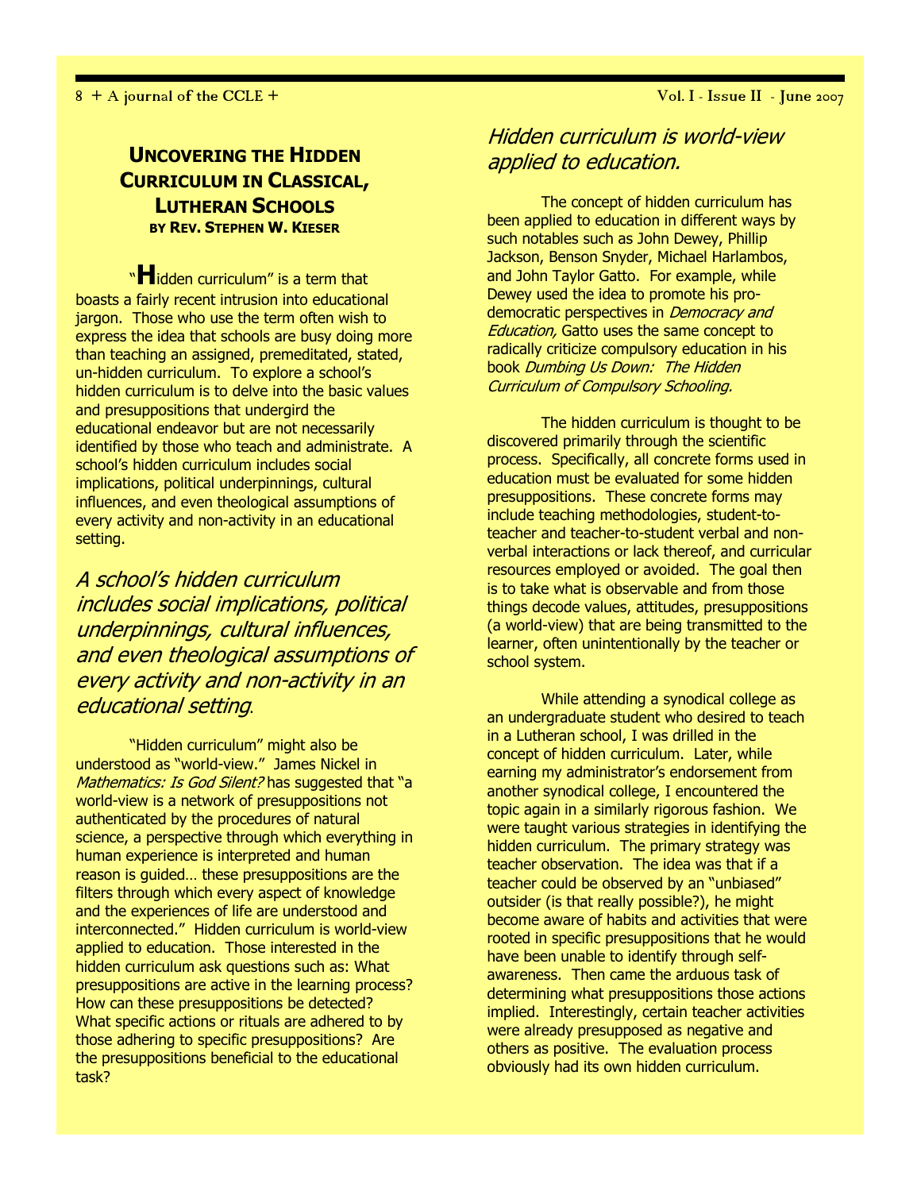## Uncovering the Hidden Curriculum in Classical, Lutheran Schools

**by Rev. Stephen W. Kieser**

"Hidden curriculum" is a term that boasts a fairly recent intrusion into educational jargon. Those who use the term often wish to express the idea that schools are busy doing more than teaching an assigned, premeditated, stated, un-hidden curriculum. To explore a school's hidden curriculum is to delve into the basic values and presuppositions that undergird the educational endeavor but are not necessarily identified by those who teach and administrate. A school's hidden curriculum includes social implications, political underpinnings, cultural influences, and even theological assumptions of every activity and non-activity in an educational setting.

*A school's hidden curriculum includes social implications, political underpinnings, cultural influences, and even theological assumptions of every activity and non-activity in an educational setting.*

"Hidden curriculum" might also be understood as "world-view." James Nickel in *Mathematics: Is God Silent?* has suggested that "a world-view is a network of presuppositions not authenticated by the procedures of natural science, a perspective through which everything in human experience is interpreted and human reason is guided… these presuppositions are the filters through which every aspect of knowledge and the experiences of life are understood and interconnected." Hidden curriculum is world-view applied to education. Those interested in the hidden curriculum ask questions such as: What presuppositions are active in the learning process? How can these presuppositions be detected? What specific actions or rituals are adhered to by those adhering to specific presuppositions? Are the presuppositions beneficial to the educational task?

*Hidden curriculum is world-view applied to education.*

The concept of hidden curriculum has been applied to education in different ways by such notables such as John Dewey, Phillip Jackson, Benson Snyder, Michael Harlambos, and John Taylor Gatto. For example, while Dewey used the idea to promote his pro-democratic perspectives in *Democracy and Education,* Gatto uses the same concept to radically criticize compulsory education in his book *Dumbing Us Down: The Hidden Curriculum of Compulsory Schooling.*

The hidden curriculum is thought to be discovered primarily through the scientific process. Specifically, all concrete forms used in education must be evaluated for some hidden presuppositions. These concrete forms may include teaching methodologies, student-to-teacher and teacher-to-student verbal and non-verbal interactions or lack thereof, and curricular resources employed or avoided. The goal then is to take what is observable and from those things decode values, attitudes, presuppositions (a world-view) that are being transmitted to the learner, often unintentionally by the teacher or school system.

While attending a synodical college as an undergraduate student who desired to teach in a Lutheran school, I was drilled in the concept of hidden curriculum. Later, while earning my administrator's endorsement from another synodical college, I encountered the topic again in a similarly rigorous fashion. We were taught various strategies in identifying the hidden curriculum. The primary strategy was teacher observation. The idea was that if a teacher could be observed by an "unbiased" outsider (is that really possible?), he might become aware of habits and activities that were rooted in specific presuppositions that he would have been unable to identify through self-awareness. Then came the arduous task of determining what presuppositions those actions implied. Interestingly, certain teacher activities were already presupposed as negative and others as positive. The evaluation process obviously had its own hidden curriculum.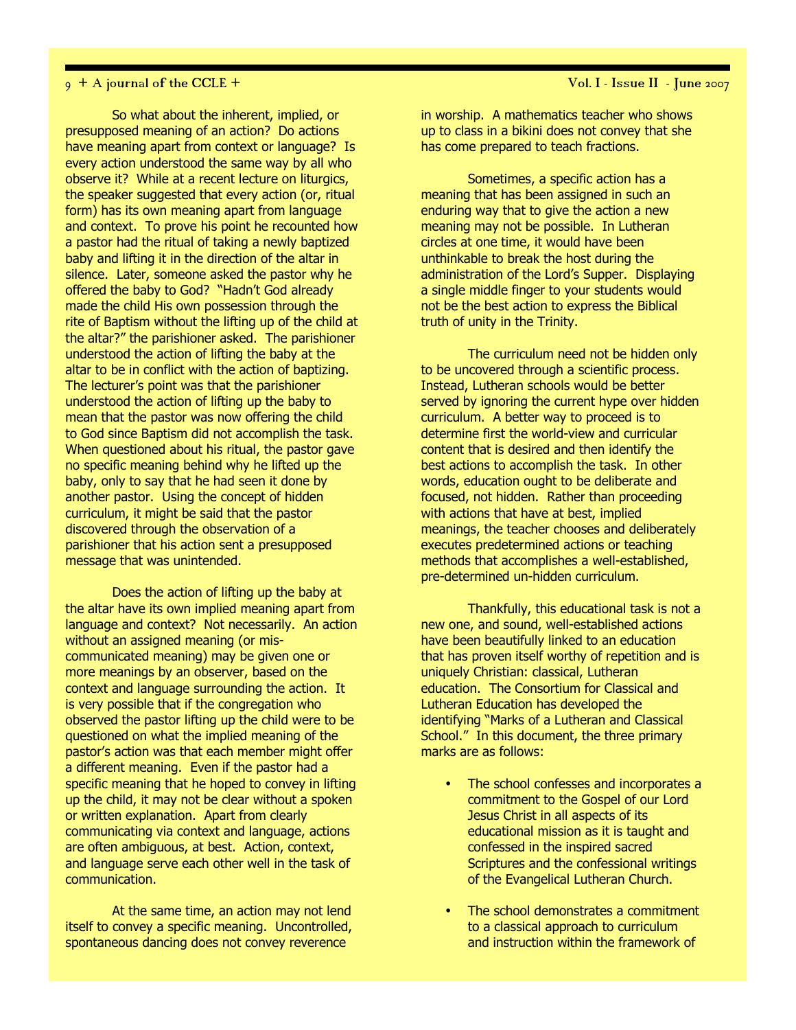So what about the inherent, implied, or presupposed meaning of an action? Do actions have meaning apart from context or language? Is every action understood the same way by all who observe it? While at a recent lecture on liturgics, the speaker suggested that every action (or, ritual form) has its own meaning apart from language and context. To prove his point he recounted how a pastor had the ritual of taking a newly baptized baby and lifting it in the direction of the altar in silence. Later, someone asked the pastor why he offered the baby to God? "Hadn't God already made the child His own possession through the rite of Baptism without the lifting up of the child at the altar?" the parishioner asked. The parishioner understood the action of lifting the baby at the altar to be in conflict with the action of baptizing. The lecturer's point was that the parishioner understood the action of lifting up the baby to mean that the pastor was now offering the child to God since Baptism did not accomplish the task. When questioned about his ritual, the pastor gave no specific meaning behind why he lifted up the baby, only to say that he had seen it done by another pastor. Using the concept of hidden curriculum, it might be said that the pastor discovered through the observation of a parishioner that his action sent a presupposed message that was unintended.

Does the action of lifting up the baby at the altar have its own implied meaning apart from language and context? Not necessarily. An action without an assigned meaning (or mis-communicated meaning) may be given one or more meanings by an observer, based on the context and language surrounding the action. It is very possible that if the congregation who observed the pastor lifting up the child were to be questioned on what the implied meaning of the pastor's action was that each member might offer a different meaning. Even if the pastor had a specific meaning that he hoped to convey in lifting up the child, it may not be clear without a spoken or written explanation. Apart from clearly communicating via context and language, actions are often ambiguous, at best. Action, context, and language serve each other well in the task of communication.

At the same time, an action may not lend itself to convey a specific meaning. Uncontrolled, spontaneous dancing does not convey reverence in worship. A mathematics teacher who shows up to class in a bikini does not convey that she has come prepared to teach fractions.

Sometimes, a specific action has a meaning that has been assigned in such an enduring way that to give the action a new meaning may not be possible. In Lutheran circles at one time, it would have been unthinkable to break the host during the administration of the Lord's Supper. Displaying a single middle finger to your students would not be the best action to express the Biblical truth of unity in the Trinity.

The curriculum need not be hidden only to be uncovered through a scientific process. Instead, Lutheran schools would be better served by ignoring the current hype over hidden curriculum. A better way to proceed is to determine first the world-view and curricular content that is desired and then identify the best actions to accomplish the task. In other words, education ought to be deliberate and focused, not hidden. Rather than proceeding with actions that have at best, implied meanings, the teacher chooses and deliberately executes predetermined actions or teaching methods that accomplishes a well-established, pre-determined un-hidden curriculum.

Thankfully, this educational task is not a new one, and sound, well-established actions have been beautifully linked to an education that has proven itself worthy of repetition and is uniquely Christian: classical, Lutheran education. The Consortium for Classical and Lutheran Education has developed the identifying "Marks of a Lutheran and Classical School." In this document, the three primary marks are as follows:

- The school confesses and incorporates a commitment to the Gospel of our Lord Jesus Christ in all aspects of its educational mission as it is taught and confessed in the inspired sacred Scriptures and the confessional writings of the Evangelical Lutheran Church.
- The school demonstrates a commitment to a classical approach to curriculum and instruction within the framework of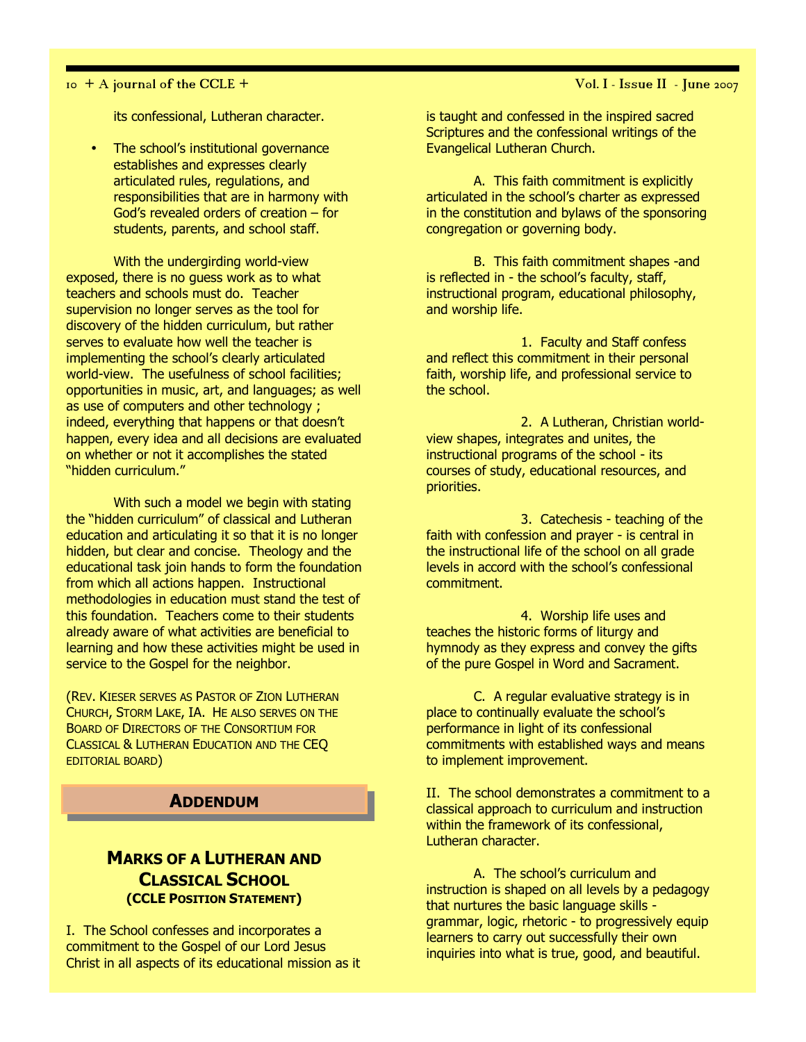its confessional, Lutheran character.

- The school's institutional governance establishes and expresses clearly articulated rules, regulations, and responsibilities that are in harmony with God's revealed orders of creation – for students, parents, and school staff.

With the undergirding world-view exposed, there is no guess work as to what teachers and schools must do. Teacher supervision no longer serves as the tool for discovery of the hidden curriculum, but rather serves to evaluate how well the teacher is implementing the school's clearly articulated world-view. The usefulness of school facilities; opportunities in music, art, and languages; as well as use of computers and other technology ; indeed, everything that happens or that doesn't happen, every idea and all decisions are evaluated on whether or not it accomplishes the stated "hidden curriculum."

With such a model we begin with stating the "hidden curriculum" of classical and Lutheran education and articulating it so that it is no longer hidden, but clear and concise. Theology and the educational task join hands to form the foundation from which all actions happen. Instructional methodologies in education must stand the test of this foundation. Teachers come to their students already aware of what activities are beneficial to learning and how these activities might be used in service to the Gospel for the neighbor.

(REV. KIESER SERVES AS PASTOR OF ZION LUTHERAN CHURCH, STORM LAKE, IA. HE ALSO SERVES ON THE BOARD OF DIRECTORS OF THE CONSORTIUM FOR CLASSICAL & LUTHERAN EDUCATION AND THE CEQ EDITORIAL BOARD)

## ADDENDUM

### MARKS OF A LUTHERAN AND CLASSICAL SCHOOL
**(CCLE POSITION STATEMENT)**

I. The School confesses and incorporates a commitment to the Gospel of our Lord Jesus Christ in all aspects of its educational mission as it is taught and confessed in the inspired sacred Scriptures and the confessional writings of the Evangelical Lutheran Church.

A. This faith commitment is explicitly articulated in the school's charter as expressed in the constitution and bylaws of the sponsoring congregation or governing body.

B. This faith commitment shapes -and is reflected in - the school's faculty, staff, instructional program, educational philosophy, and worship life.

1. Faculty and Staff confess and reflect this commitment in their personal faith, worship life, and professional service to the school.

2. A Lutheran, Christian world-view shapes, integrates and unites, the instructional programs of the school - its courses of study, educational resources, and priorities.

3. Catechesis - teaching of the faith with confession and prayer - is central in the instructional life of the school on all grade levels in accord with the school's confessional commitment.

4. Worship life uses and teaches the historic forms of liturgy and hymnody as they express and convey the gifts of the pure Gospel in Word and Sacrament.

C. A regular evaluative strategy is in place to continually evaluate the school's performance in light of its confessional commitments with established ways and means to implement improvement.

II. The school demonstrates a commitment to a classical approach to curriculum and instruction within the framework of its confessional, Lutheran character.

A. The school's curriculum and instruction is shaped on all levels by a pedagogy that nurtures the basic language skills - grammar, logic, rhetoric - to progressively equip learners to carry out successfully their own inquiries into what is true, good, and beautiful.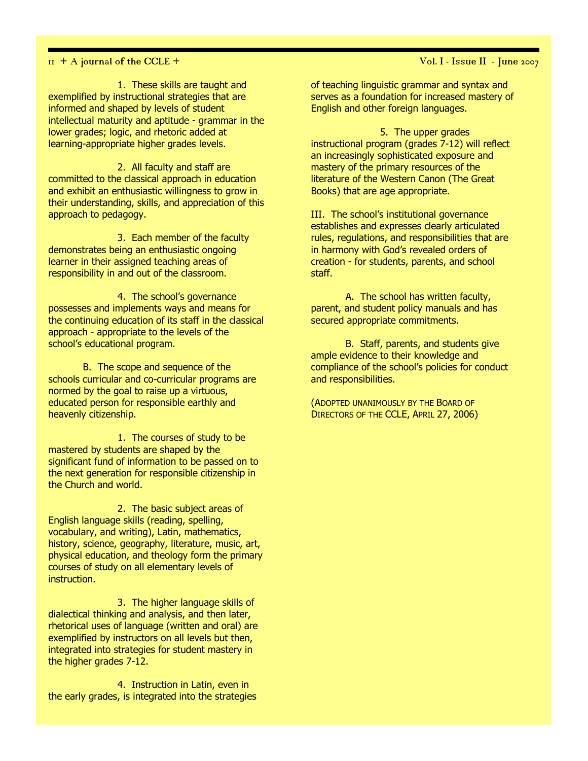1. These skills are taught and exemplified by instructional strategies that are informed and shaped by levels of student intellectual maturity and aptitude - grammar in the lower grades; logic, and rhetoric added at learning-appropriate higher grades levels.

2. All faculty and staff are committed to the classical approach in education and exhibit an enthusiastic willingness to grow in their understanding, skills, and appreciation of this approach to pedagogy.

3. Each member of the faculty demonstrates being an enthusiastic ongoing learner in their assigned teaching areas of responsibility in and out of the classroom.

4. The school's governance possesses and implements ways and means for the continuing education of its staff in the classical approach - appropriate to the levels of the school's educational program.

B. The scope and sequence of the schools curricular and co-curricular programs are normed by the goal to raise up a virtuous, educated person for responsible earthly and heavenly citizenship.

1. The courses of study to be mastered by students are shaped by the significant fund of information to be passed on to the next generation for responsible citizenship in the Church and world.

2. The basic subject areas of English language skills (reading, spelling, vocabulary, and writing), Latin, mathematics, history, science, geography, literature, music, art, physical education, and theology form the primary courses of study on all elementary levels of instruction.

3. The higher language skills of dialectical thinking and analysis, and then later, rhetorical uses of language (written and oral) are exemplified by instructors on all levels but then, integrated into strategies for student mastery in the higher grades 7-12.

4. Instruction in Latin, even in the early grades, is integrated into the strategies of teaching linguistic grammar and syntax and serves as a foundation for increased mastery of English and other foreign languages.

5. The upper grades instructional program (grades 7-12) will reflect an increasingly sophisticated exposure and mastery of the primary resources of the literature of the Western Canon (The Great Books) that are age appropriate.

III. The school's institutional governance establishes and expresses clearly articulated rules, regulations, and responsibilities that are in harmony with God's revealed orders of creation - for students, parents, and school staff.

A. The school has written faculty, parent, and student policy manuals and has secured appropriate commitments.

B. Staff, parents, and students give ample evidence to their knowledge and compliance of the school's policies for conduct and responsibilities.

(Adopted unanimously by the Board of Directors of the CCLE, April 27, 2006)